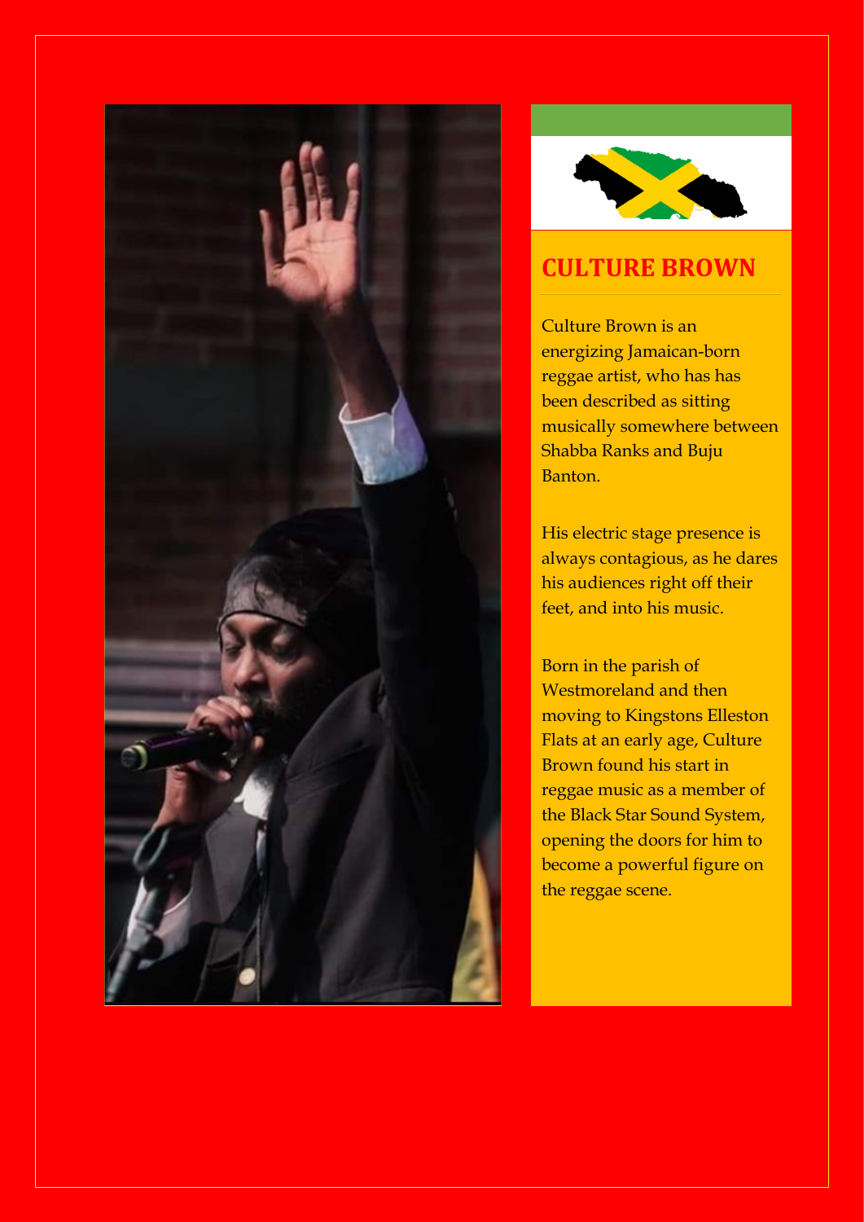## CULTURE BROWN

Culture Brown is an energizing Jamaican-born reggae artist, who has has been described as sitting musically somewhere between Shabba Ranks and Buju Banton.

His electric stage presence is always contagious, as he dares his audiences right off their feet, and into his music.

Born in the parish of Westmoreland and then moving to Kingstons Elleston Flats at an early age, Culture Brown found his start in reggae music as a member of the Black Star Sound System, opening the doors for him to become a powerful figure on the reggae scene.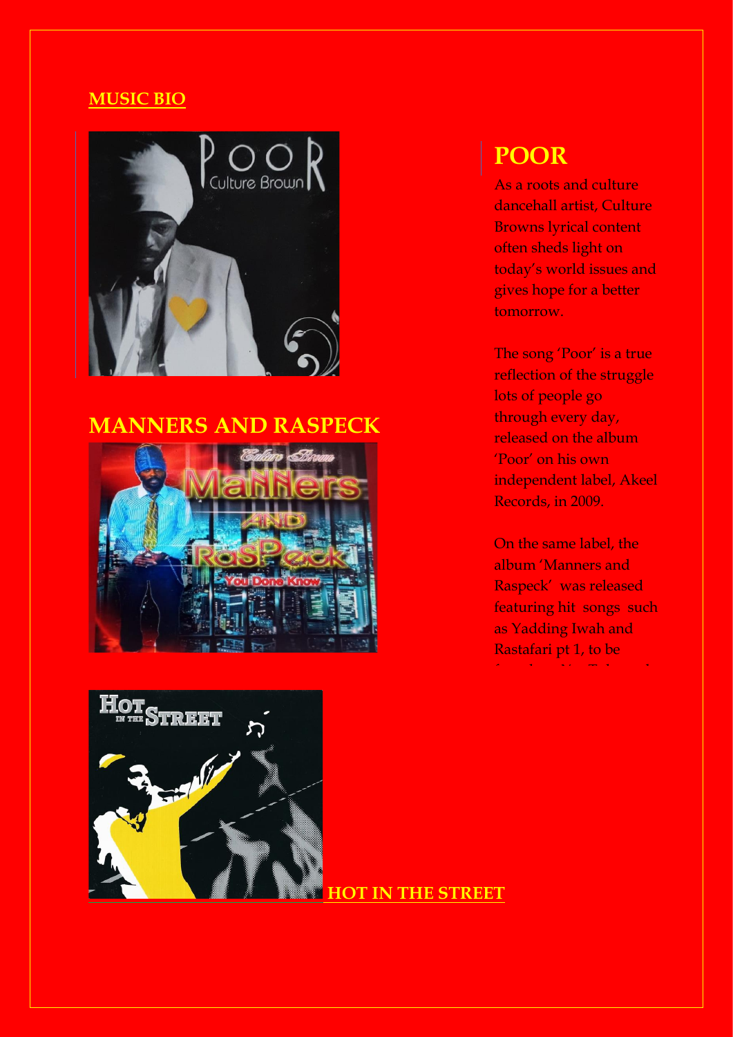**MUSIC BIO**

## MANNERS AND RASPECK

**HOT IN THE STREET**

## POOR

As a roots and culture dancehall artist, Culture Browns lyrical content often sheds light on today's world issues and gives hope for a better tomorrow.

The song 'Poor' is a true reflection of the struggle lots of people go through every day, released on the album 'Poor' on his own independent label, Akeel Records, in 2009.

On the same label, the album 'Manners and Raspeck' was released featuring hit songs such as Yadding Iwah and Rastafari pt 1, to be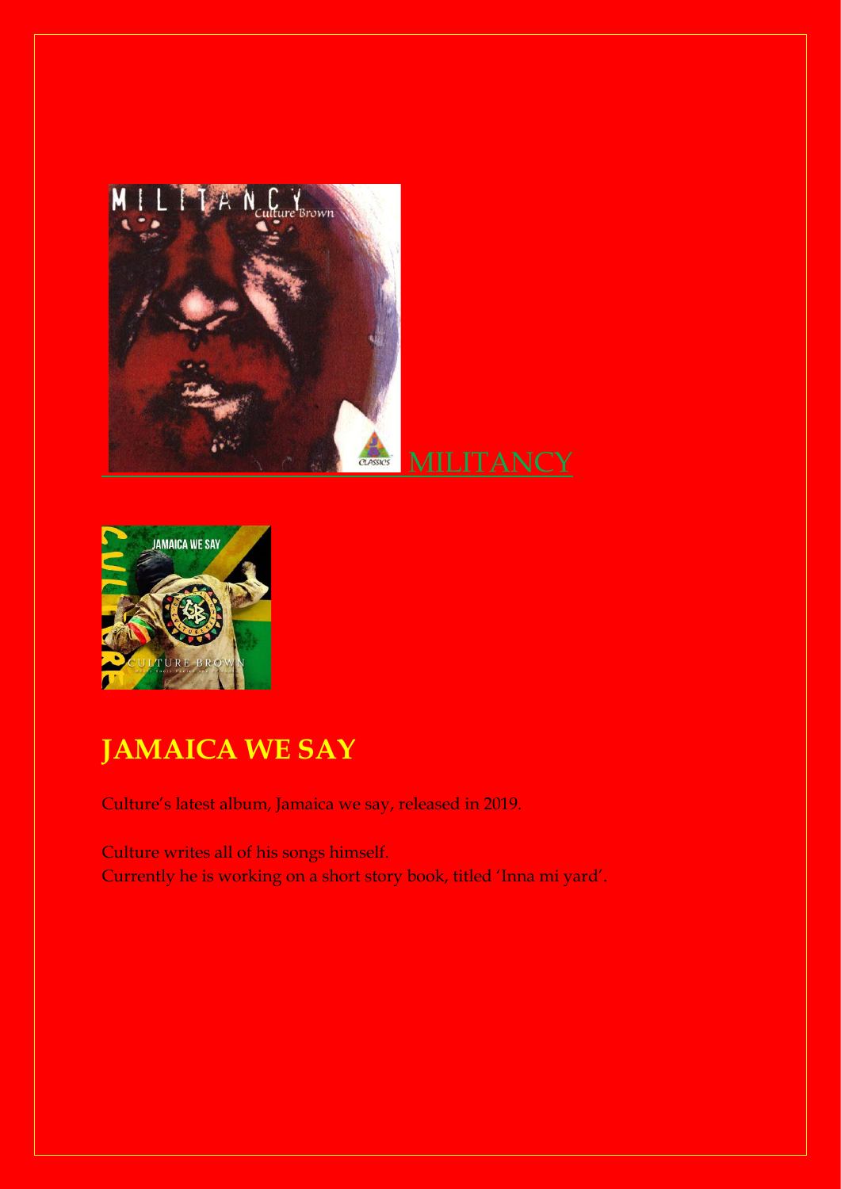MILITANCY

## JAMAICA WE SAY

Culture's latest album, Jamaica we say, released in 2019.

Culture writes all of his songs himself.
Currently he is working on a short story book, titled 'Inna mi yard'.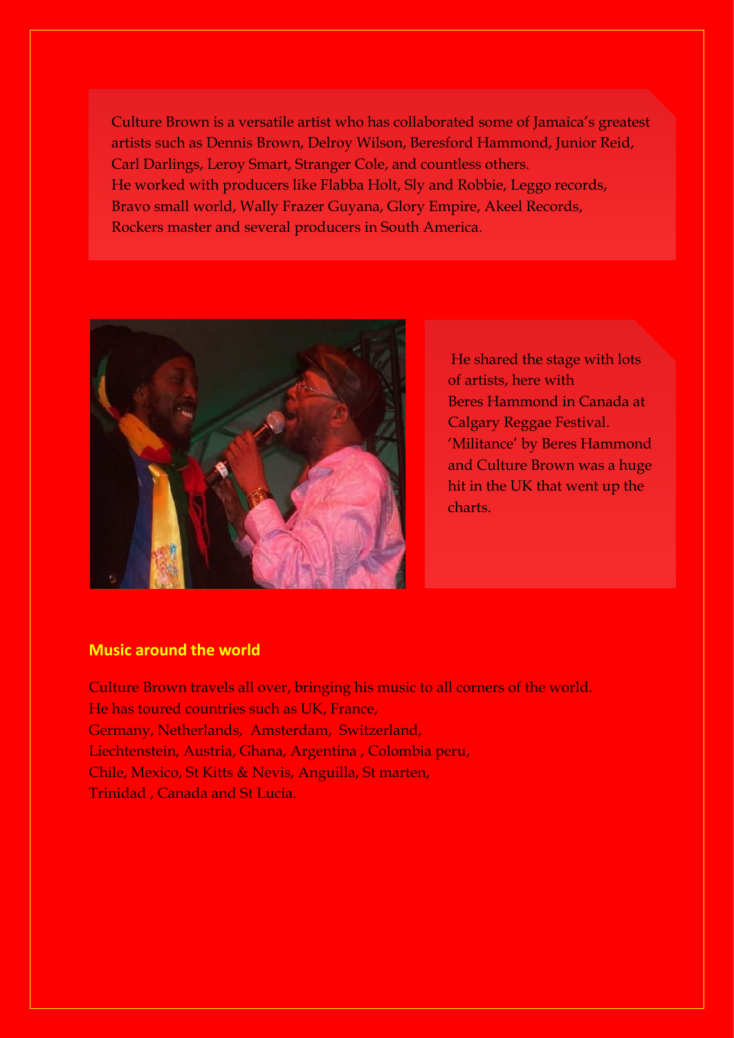Culture Brown is a versatile artist who has collaborated some of Jamaica's greatest artists such as Dennis Brown, Delroy Wilson, Beresford Hammond, Junior Reid, Carl Darlings, Leroy Smart, Stranger Cole, and countless others.
He worked with producers like Flabba Holt, Sly and Robbie, Leggo records, Bravo small world, Wally Frazer Guyana, Glory Empire, Akeel Records, Rockers master and several producers in South America.

He shared the stage with lots of artists, here with Beres Hammond in Canada at Calgary Reggae Festival. 'Militance' by Beres Hammond and Culture Brown was a huge hit in the UK that went up the charts.

## Music around the world

Culture Brown travels all over, bringing his music to all corners of the world.
He has toured countries such as UK, France, Germany, Netherlands, Amsterdam, Switzerland, Liechtenstein, Austria, Ghana, Argentina , Colombia peru, Chile, Mexico, St Kitts & Nevis, Anguilla, St marten, Trinidad , Canada and St Lucia.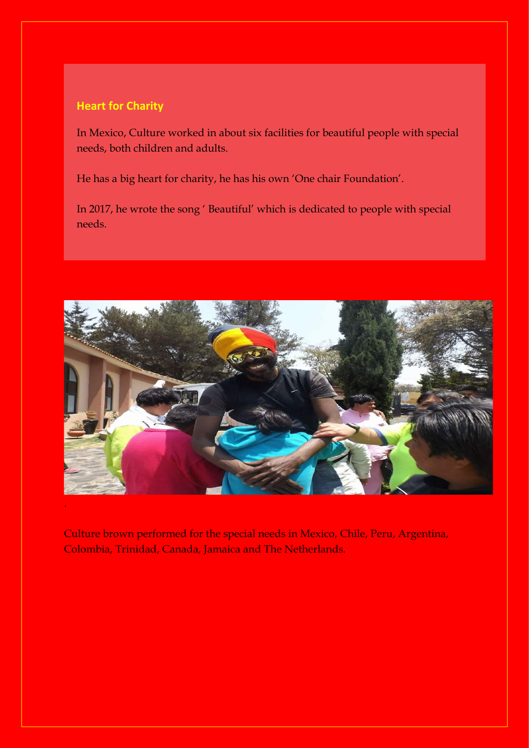## Heart for Charity

In Mexico, Culture worked in about six facilities for beautiful people with special needs, both children and adults.

He has a big heart for charity, he has his own 'One chair Foundation'.

In 2017, he wrote the song ' Beautiful' which is dedicated to people with special needs.

Culture brown performed for the special needs in Mexico, Chile, Peru, Argentina, Colombia, Trinidad, Canada, Jamaica and The Netherlands.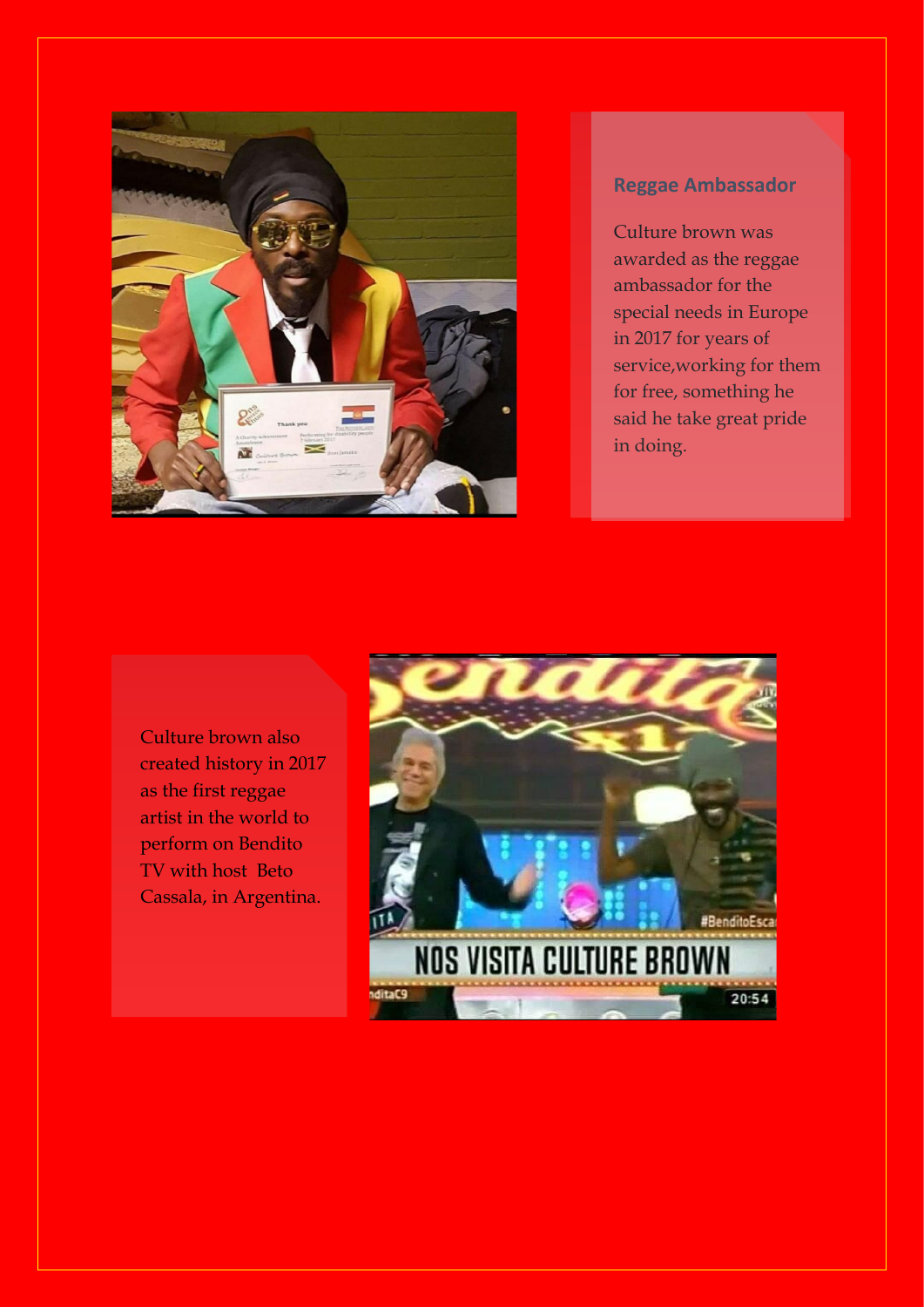## Reggae Ambassador

Culture brown was awarded as the reggae ambassador for the special needs in Europe in 2017 for years of service,working for them for free, something he said he take great pride in doing.

Culture brown also created history in 2017 as the first reggae artist in the world to perform on Bendito TV with host Beto Cassala, in Argentina.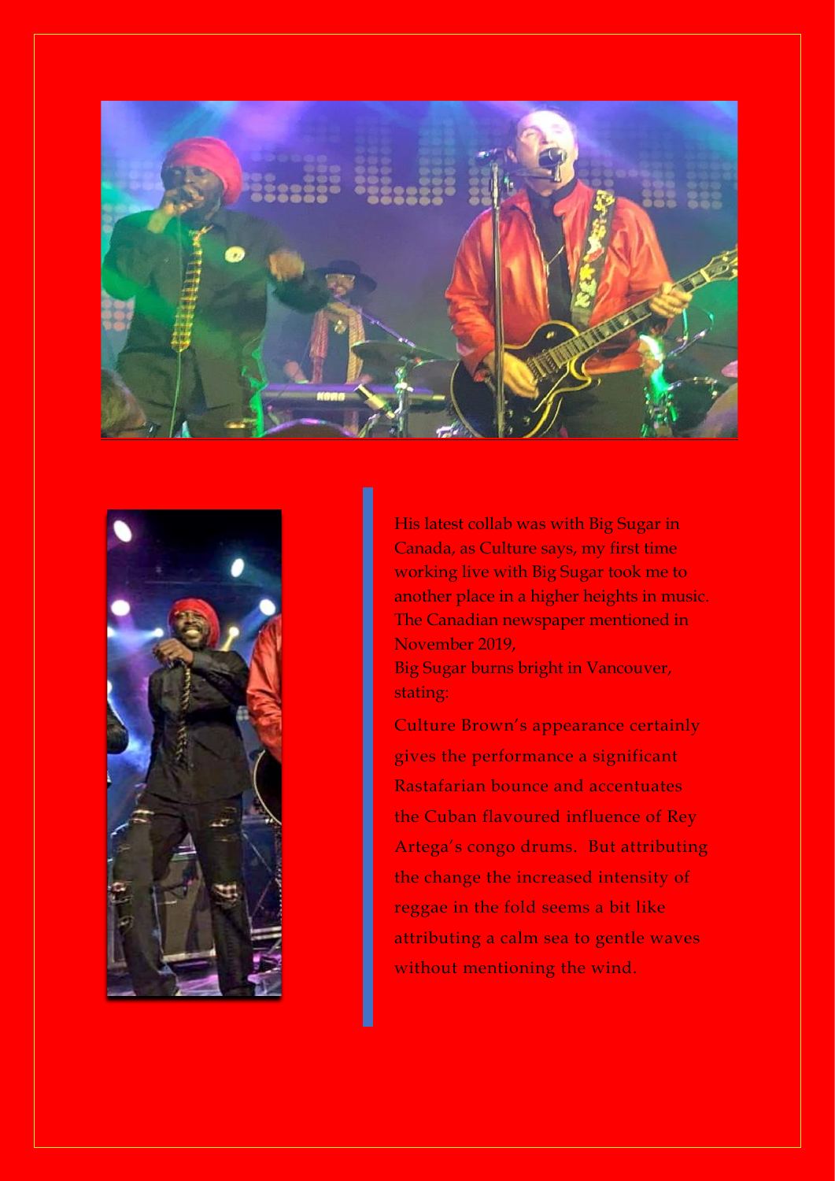His latest collab was with Big Sugar in Canada, as Culture says, my first time working live with Big Sugar took me to another place in a higher heights in music. The Canadian newspaper mentioned in November 2019,

Big Sugar burns bright in Vancouver, stating:

Culture Brown's appearance certainly gives the performance a significant Rastafarian bounce and accentuates the Cuban flavoured influence of Rey Artega's congo drums. But attributing the change the increased intensity of reggae in the fold seems a bit like attributing a calm sea to gentle waves without mentioning the wind.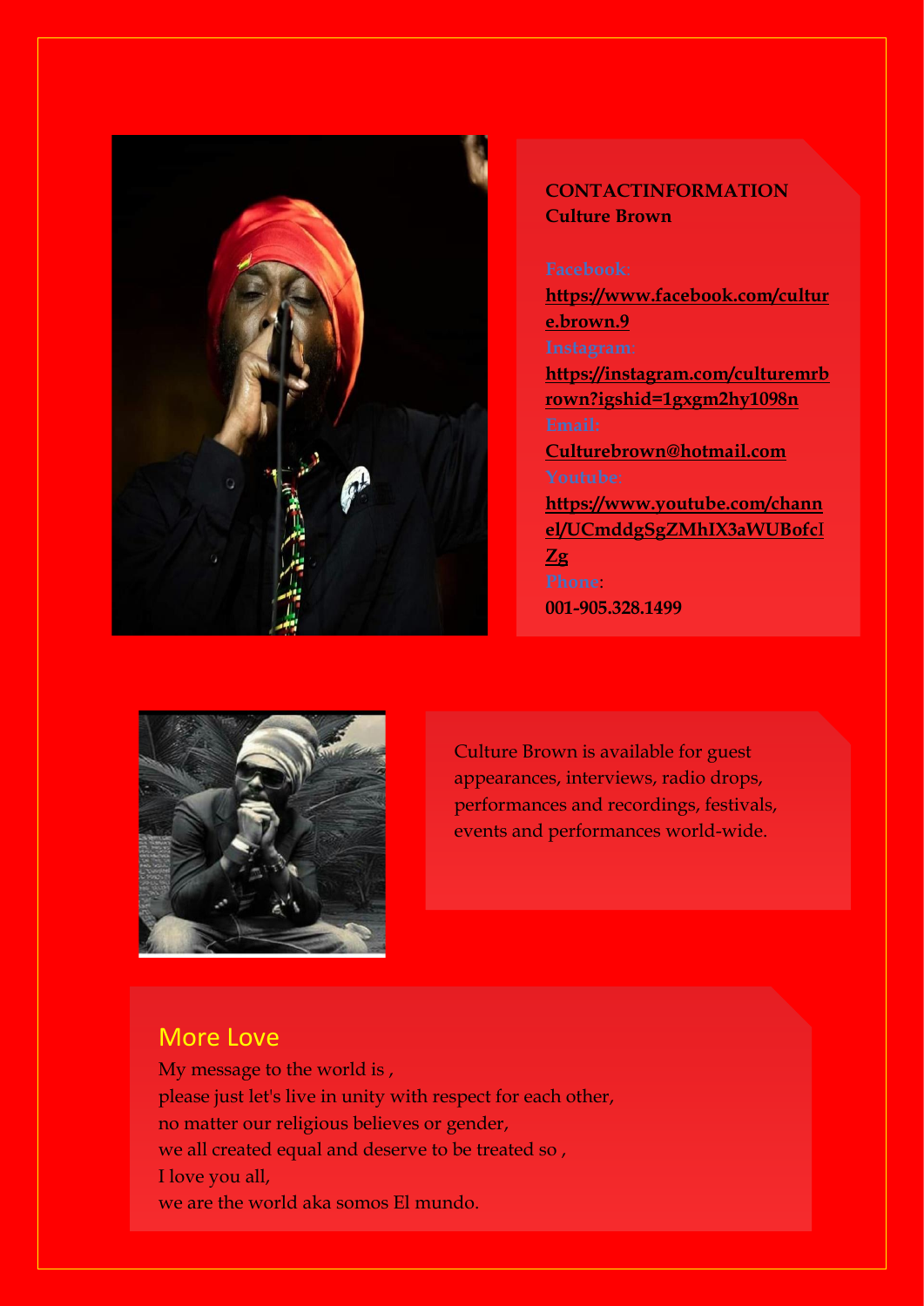**CONTACTINFORMATION**
**Culture Brown**

Facebook:
**https://www.facebook.com/culture.brown.9**

Instagram:
**https://instagram.com/culturemrbrown?igshid=1gxgm2hy1098n**

Email:
**Culturebrown@hotmail.com**

Youtube:
**https://www.youtube.com/channel/UCmddgSgZMhIX3aWUBofcIZg**

Phone:
**001-905.328.1499**

Culture Brown is available for guest appearances, interviews, radio drops, performances and recordings, festivals, events and performances world-wide.

## More Love

My message to the world is ,
please just let's live in unity with respect for each other,
no matter our religious believes or gender,
we all created equal and deserve to be treated so ,
I love you all,
we are the world aka somos El mundo.